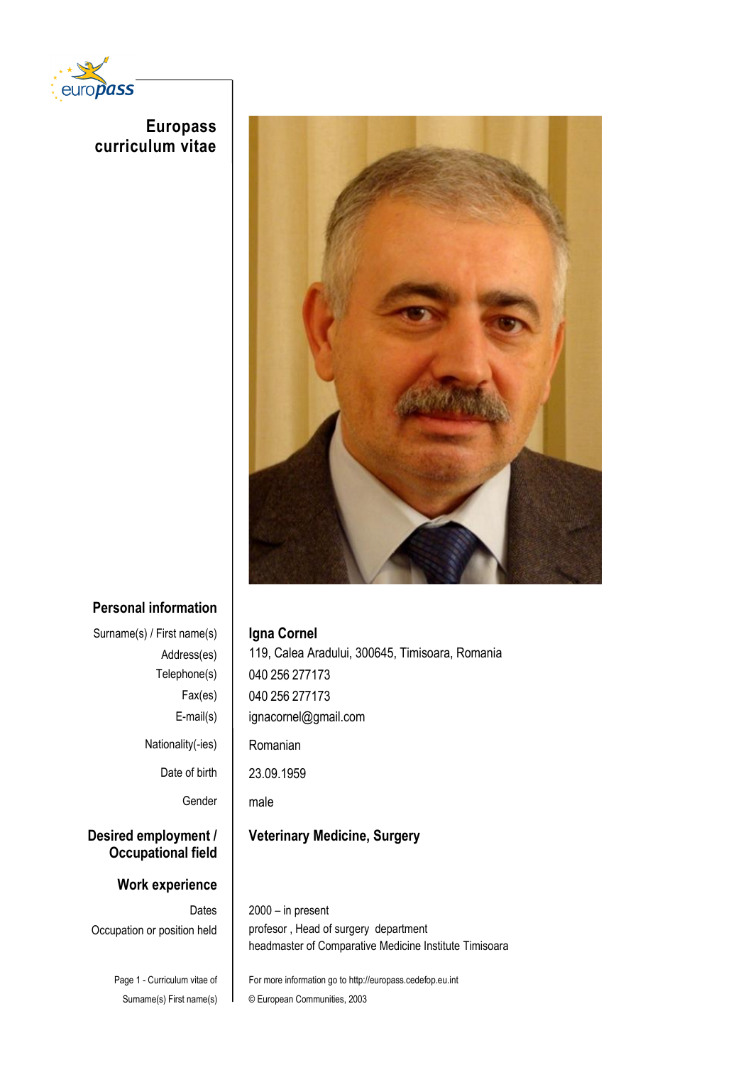# Europass curriculum vitae

## Personal information

| | |
|---|---|
| Surname(s) / First name(s) | **Igna Cornel** |
| Address(es) | 119, Calea Aradului, 300645, Timisoara, Romania |
| Telephone(s) | 040 256 277173 |
| Fax(es) | 040 256 277173 |
| E-mail(s) | ignacornel@gmail.com |
| Nationality(-ies) | Romanian |
| Date of birth | 23.09.1959 |
| Gender | male |

## Desired employment / Occupational field

**Veterinary Medicine, Surgery**

## Work experience

| | |
|---|---|
| Dates | 2000 – in present |
| Occupation or position held | profesor , Head of surgery department<br>headmaster of Comparative Medicine Institute Timisoara |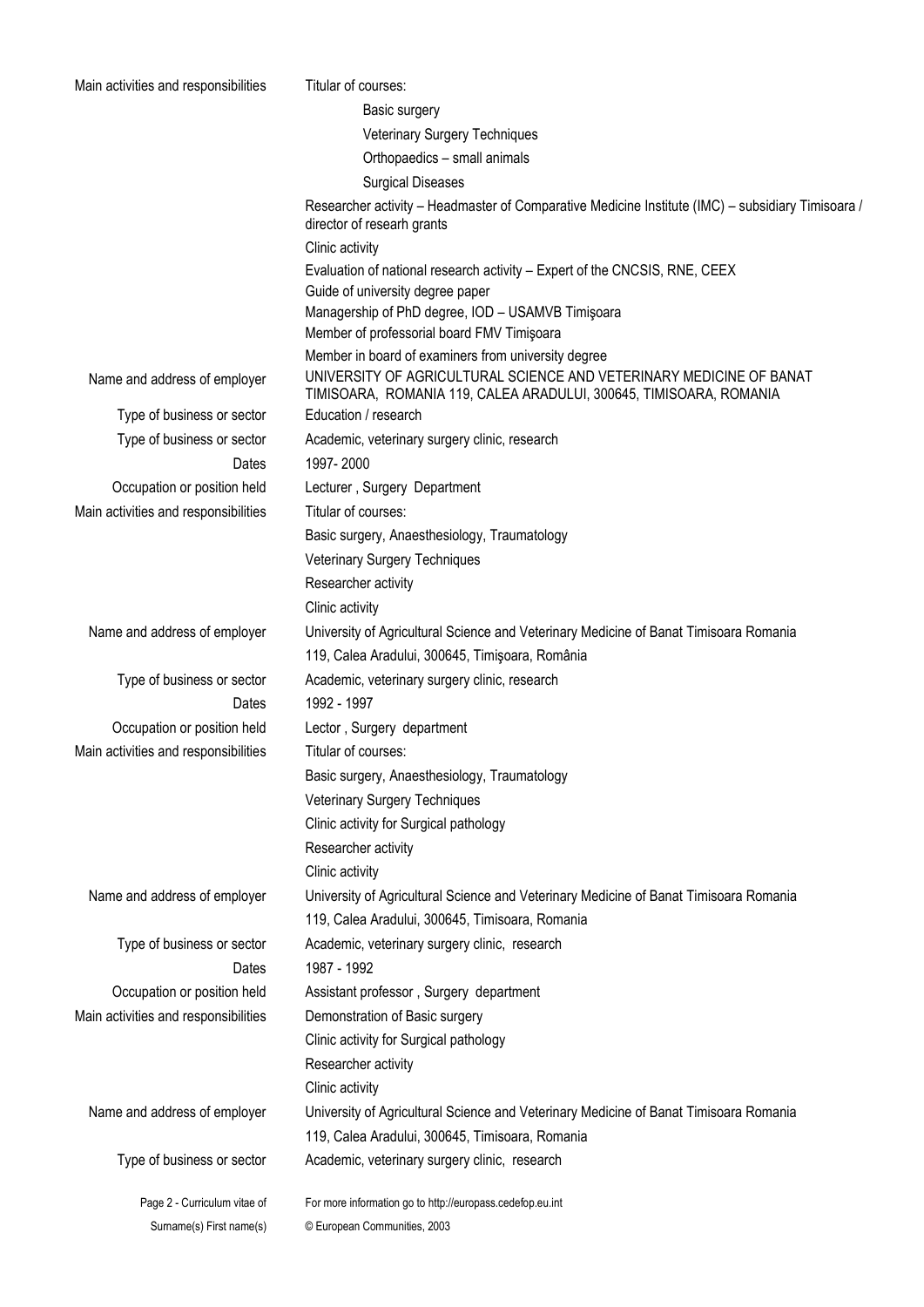| | |
|---|---|
| Main activities and responsibilities | Titular of courses: |
| | Basic surgery |
| | Veterinary Surgery Techniques |
| | Orthopaedics – small animals |
| | Surgical Diseases |
| | Researcher activity – Headmaster of Comparative Medicine Institute (IMC) – subsidiary Timisoara / director of researh grants |
| | Clinic activity |
| | Evaluation of national research activity – Expert of the CNCSIS, RNE, CEEX |
| | Guide of university degree paper |
| | Managership of PhD degree, IOD – USAMVB Timişoara |
| | Member of professorial board FMV Timişoara |
| | Member in board of examiners from university degree |
| Name and address of employer | UNIVERSITY OF AGRICULTURAL SCIENCE AND VETERINARY MEDICINE OF BANAT TIMISOARA, ROMANIA 119, CALEA ARADULUI, 300645, TIMISOARA, ROMANIA |
| Type of business or sector | Education / research |
| Type of business or sector | Academic, veterinary surgery clinic, research |
| Dates | 1997- 2000 |
| Occupation or position held | Lecturer , Surgery Department |
| Main activities and responsibilities | Titular of courses: |
| | Basic surgery, Anaesthesiology, Traumatology |
| | Veterinary Surgery Techniques |
| | Researcher activity |
| | Clinic activity |
| Name and address of employer | University of Agricultural Science and Veterinary Medicine of Banat Timisoara Romania |
| | 119, Calea Aradului, 300645, Timişoara, România |
| Type of business or sector | Academic, veterinary surgery clinic, research |
| Dates | 1992 - 1997 |
| Occupation or position held | Lector , Surgery department |
| Main activities and responsibilities | Titular of courses: |
| | Basic surgery, Anaesthesiology, Traumatology |
| | Veterinary Surgery Techniques |
| | Clinic activity for Surgical pathology |
| | Researcher activity |
| | Clinic activity |
| Name and address of employer | University of Agricultural Science and Veterinary Medicine of Banat Timisoara Romania |
| | 119, Calea Aradului, 300645, Timisoara, Romania |
| Type of business or sector | Academic, veterinary surgery clinic, research |
| Dates | 1987 - 1992 |
| Occupation or position held | Assistant professor , Surgery department |
| Main activities and responsibilities | Demonstration of Basic surgery |
| | Clinic activity for Surgical pathology |
| | Researcher activity |
| | Clinic activity |
| Name and address of employer | University of Agricultural Science and Veterinary Medicine of Banat Timisoara Romania |
| | 119, Calea Aradului, 300645, Timisoara, Romania |
| Type of business or sector | Academic, veterinary surgery clinic, research |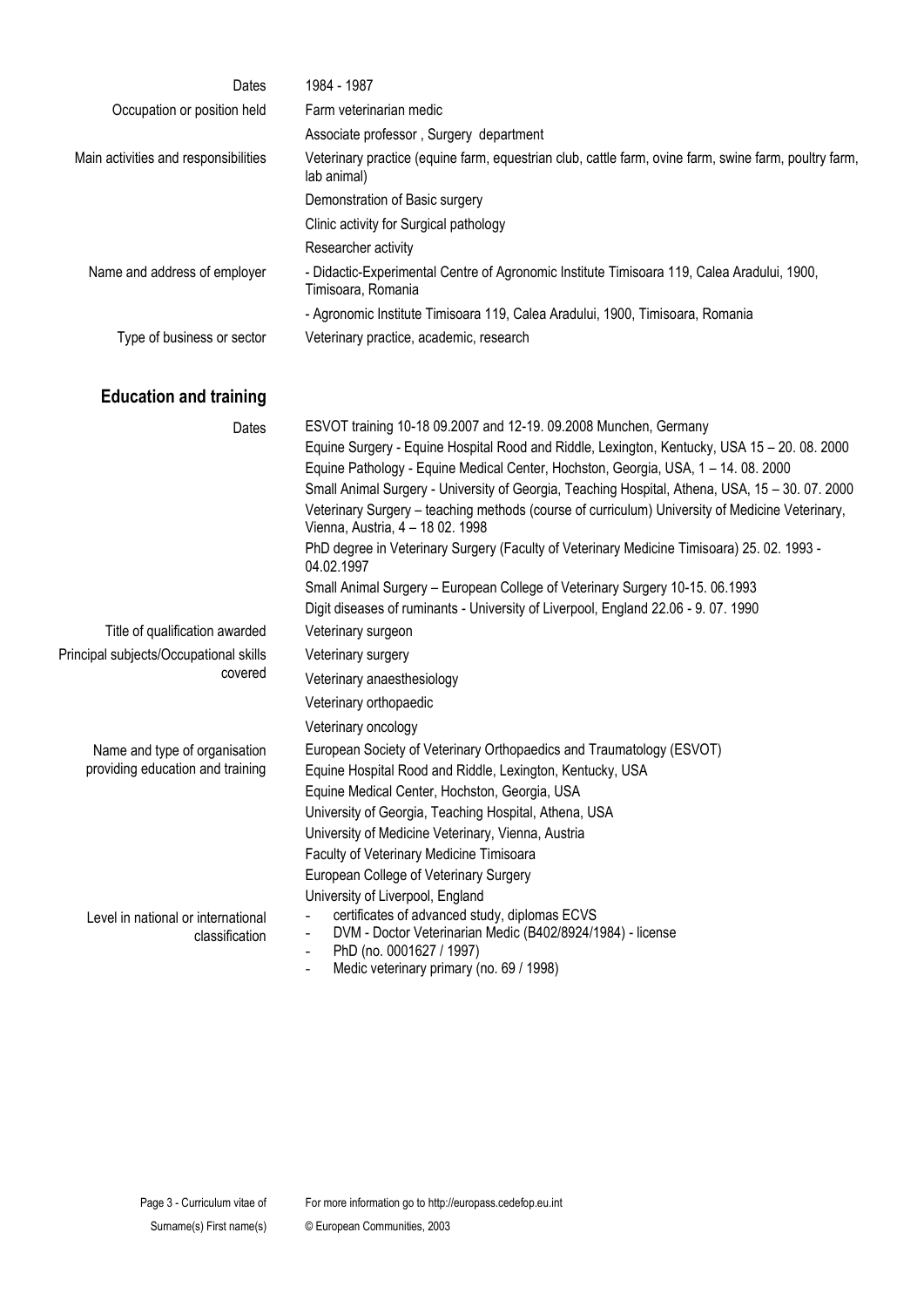| | |
|---|---|
| Dates | 1984 - 1987 |
| Occupation or position held | Farm veterinarian medic |
| | Associate professor , Surgery department |
| Main activities and responsibilities | Veterinary practice (equine farm, equestrian club, cattle farm, ovine farm, swine farm, poultry farm, lab animal) |
| | Demonstration of Basic surgery |
| | Clinic activity for Surgical pathology |
| | Researcher activity |
| Name and address of employer | - Didactic-Experimental Centre of Agronomic Institute Timisoara 119, Calea Aradului, 1900, Timisoara, Romania |
| | - Agronomic Institute Timisoara 119, Calea Aradului, 1900, Timisoara, Romania |
| Type of business or sector | Veterinary practice, academic, research |

## Education and training

| | |
|---|---|
| Dates | ESVOT training 10-18 09.2007 and 12-19. 09.2008 Munchen, Germany<br>Equine Surgery - Equine Hospital Rood and Riddle, Lexington, Kentucky, USA 15 – 20. 08. 2000<br>Equine Pathology - Equine Medical Center, Hochston, Georgia, USA, 1 – 14. 08. 2000<br>Small Animal Surgery - University of Georgia, Teaching Hospital, Athena, USA, 15 – 30. 07. 2000<br>Veterinary Surgery – teaching methods (course of curriculum) University of Medicine Veterinary, Vienna, Austria, 4 – 18 02. 1998<br>PhD degree in Veterinary Surgery (Faculty of Veterinary Medicine Timisoara) 25. 02. 1993 - 04.02.1997<br>Small Animal Surgery – European College of Veterinary Surgery 10-15. 06.1993<br>Digit diseases of ruminants - University of Liverpool, England 22.06 - 9. 07. 1990 |
| Title of qualification awarded | Veterinary surgeon |
| Principal subjects/Occupational skills covered | Veterinary surgery<br>Veterinary anaesthesiology<br>Veterinary orthopaedic<br>Veterinary oncology |
| Name and type of organisation providing education and training | European Society of Veterinary Orthopaedics and Traumatology (ESVOT)<br>Equine Hospital Rood and Riddle, Lexington, Kentucky, USA<br>Equine Medical Center, Hochston, Georgia, USA<br>University of Georgia, Teaching Hospital, Athena, USA<br>University of Medicine Veterinary, Vienna, Austria<br>Faculty of Veterinary Medicine Timisoara<br>European College of Veterinary Surgery<br>University of Liverpool, England |
| Level in national or international classification | - certificates of advanced study, diplomas ECVS<br>- DVM - Doctor Veterinarian Medic (B402/8924/1984) - license<br>- PhD (no. 0001627 / 1997)<br>- Medic veterinary primary (no. 69 / 1998) |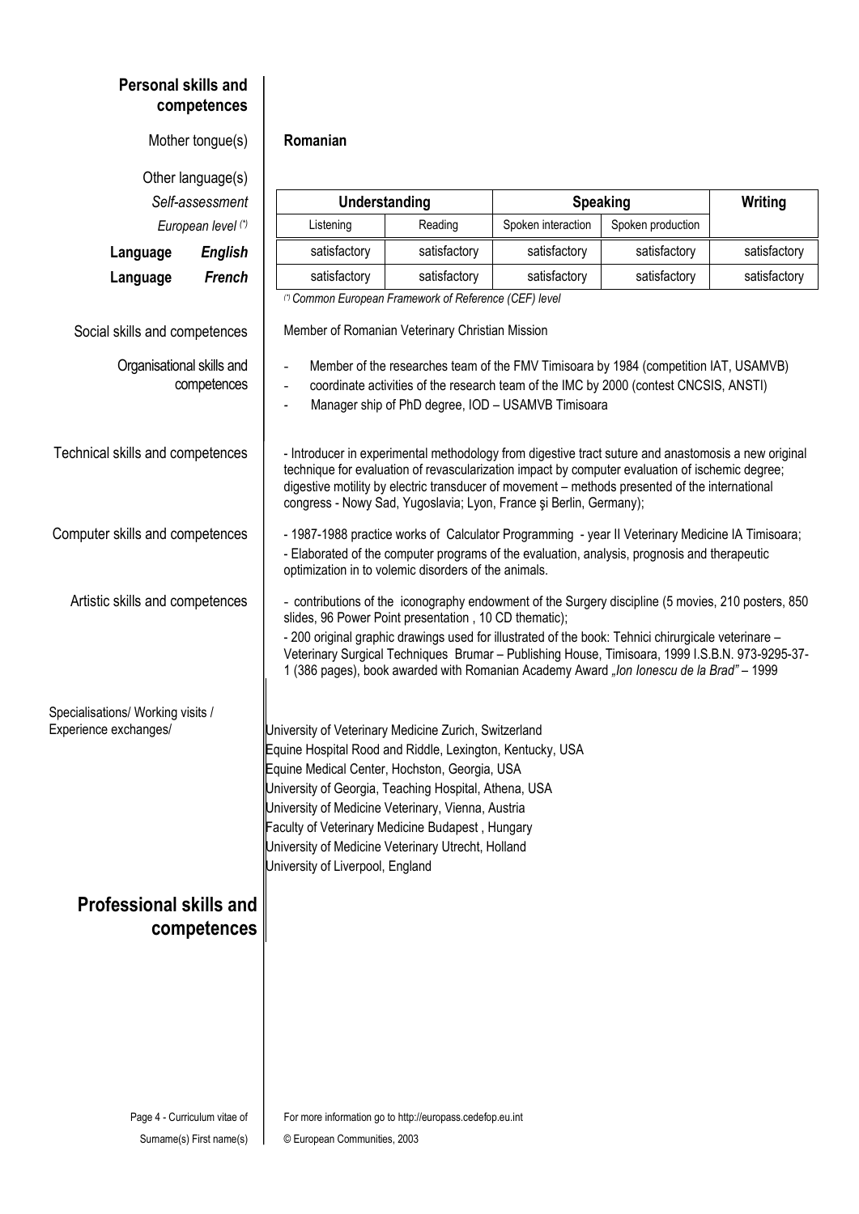## Personal skills and competences

**Mother tongue(s)**: **Romanian**

**Other language(s)**

| Self-assessment | Understanding | | Speaking | | Writing |
|---|---|---|---|---|---|
| *European level (\*)* | Listening | Reading | Spoken interaction | Spoken production | |
| **Language** ***English*** | satisfactory | satisfactory | satisfactory | satisfactory | satisfactory |
| **Language** ***French*** | satisfactory | satisfactory | satisfactory | satisfactory | satisfactory |

*(\*) Common European Framework of Reference (CEF) level*

**Social skills and competences**

Member of Romanian Veterinary Christian Mission

**Organisational skills and competences**

- Member of the researches team of the FMV Timisoara by 1984 (competition IAT, USAMVB)
- coordinate activities of the research team of the IMC by 2000 (contest CNCSIS, ANSTI)
- Manager ship of PhD degree, IOD – USAMVB Timisoara

**Technical skills and competences**

- Introducer in experimental methodology from digestive tract suture and anastomosis a new original technique for evaluation of revascularization impact by computer evaluation of ischemic degree; digestive motility by electric transducer of movement – methods presented of the international congress - Nowy Sad, Yugoslavia; Lyon, France şi Berlin, Germany);

**Computer skills and competences**

- 1987-1988 practice works of Calculator Programming - year II Veterinary Medicine IA Timisoara;
- Elaborated of the computer programs of the evaluation, analysis, prognosis and therapeutic optimization in to volemic disorders of the animals.

**Artistic skills and competences**

- contributions of the iconography endowment of the Surgery discipline (5 movies, 210 posters, 850 slides, 96 Power Point presentation , 10 CD thematic);
- 200 original graphic drawings used for illustrated of the book: Tehnici chirurgicale veterinare – Veterinary Surgical Techniques Brumar – Publishing House, Timisoara, 1999 I.S.B.N. 973-9295-37-1 (386 pages), book awarded with Romanian Academy Award *„Ion Ionescu de la Brad"* – 1999

**Specialisations/ Working visits / Experience exchanges/**

University of Veterinary Medicine Zurich, Switzerland
Equine Hospital Rood and Riddle, Lexington, Kentucky, USA
Equine Medical Center, Hochston, Georgia, USA
University of Georgia, Teaching Hospital, Athena, USA
University of Medicine Veterinary, Vienna, Austria
Faculty of Veterinary Medicine Budapest , Hungary
University of Medicine Veterinary Utrecht, Holland
University of Liverpool, England

## Professional skills and competences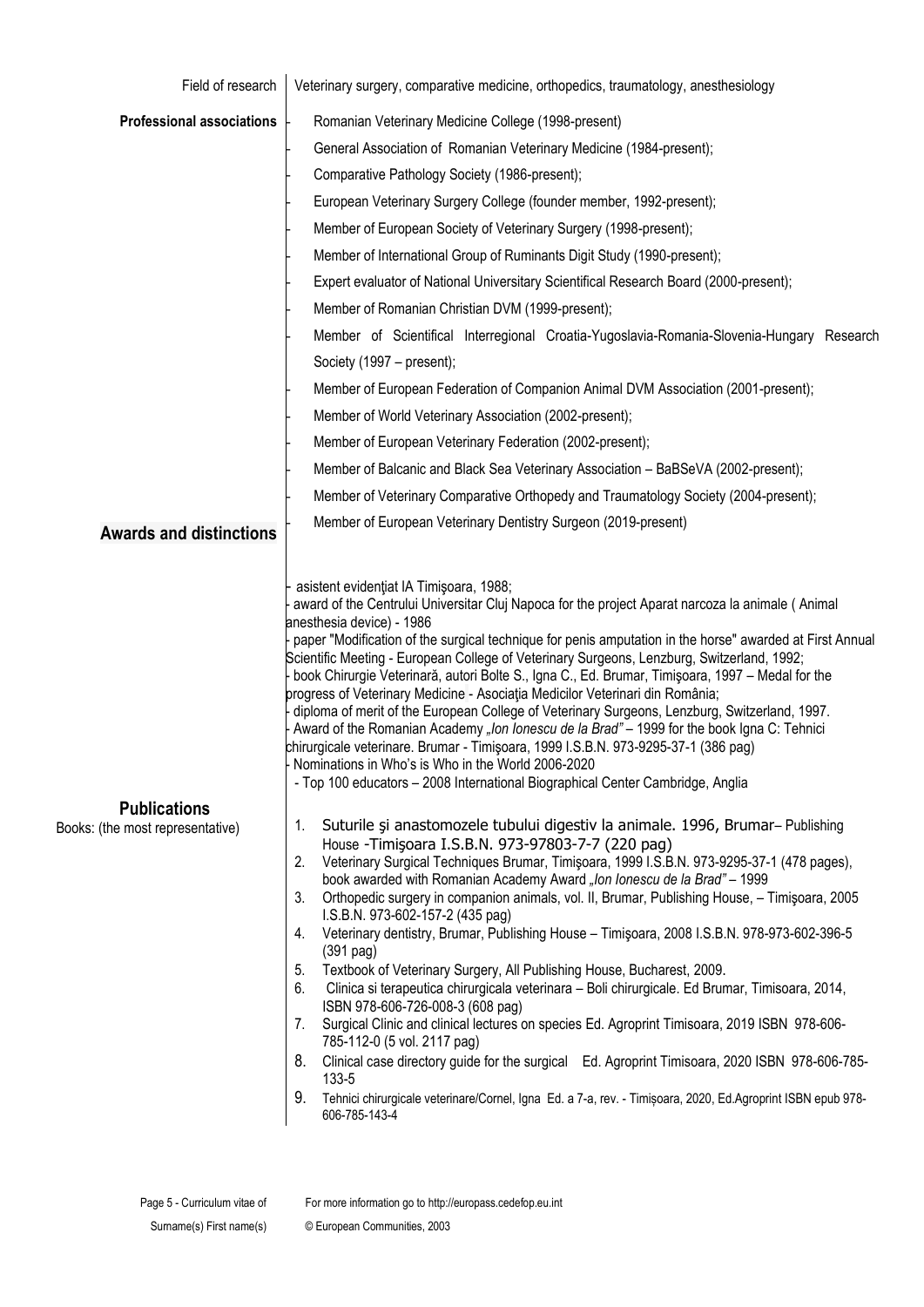**Field of research**

Veterinary surgery, comparative medicine, orthopedics, traumatology, anesthesiology

**Professional associations**

- Romanian Veterinary Medicine College (1998-present)
- General Association of Romanian Veterinary Medicine (1984-present);
- Comparative Pathology Society (1986-present);
- European Veterinary Surgery College (founder member, 1992-present);
- Member of European Society of Veterinary Surgery (1998-present);
- Member of International Group of Ruminants Digit Study (1990-present);
- Expert evaluator of National Universitary Scientifical Research Board (2000-present);
- Member of Romanian Christian DVM (1999-present);
- Member of Scientifical Interregional Croatia-Yugoslavia-Romania-Slovenia-Hungary Research Society (1997 – present);
- Member of European Federation of Companion Animal DVM Association (2001-present);
- Member of World Veterinary Association (2002-present);
- Member of European Veterinary Federation (2002-present);
- Member of Balcanic and Black Sea Veterinary Association – BaBSeVA (2002-present);
- Member of Veterinary Comparative Orthopedy and Traumatology Society (2004-present);
- Member of European Veterinary Dentistry Surgeon (2019-present)

## Awards and distinctions

- asistent evidenţiat IA Timişoara, 1988;
- award of the Centrului Universitar Cluj Napoca for the project Aparat narcoza la animale ( Animal anesthesia device) - 1986
- paper "Modification of the surgical technique for penis amputation in the horse" awarded at First Annual Scientific Meeting - European College of Veterinary Surgeons, Lenzburg, Switzerland, 1992;
- book Chirurgie Veterinară, autori Bolte S., Igna C., Ed. Brumar, Timişoara, 1997 – Medal for the progress of Veterinary Medicine - Asociaţia Medicilor Veterinari din România;
- diploma of merit of the European College of Veterinary Surgeons, Lenzburg, Switzerland, 1997.
- Award of the Romanian Academy *„Ion Ionescu de la Brad"* – 1999 for the book Igna C: Tehnici chirurgicale veterinare. Brumar - Timişoara, 1999 I.S.B.N. 973-9295-37-1 (386 pag)
- Nominations in Who's is Who in the World 2006-2020
- Top 100 educators – 2008 International Biographical Center Cambridge, Anglia

## Publications

Books: (the most representative)

1. Suturile şi anastomozele tubului digestiv la animale. 1996, Brumar– Publishing House -Timişoara I.S.B.N. 973-97803-7-7 (220 pag)
2. Veterinary Surgical Techniques Brumar, Timişoara, 1999 I.S.B.N. 973-9295-37-1 (478 pages), book awarded with Romanian Academy Award *„Ion Ionescu de la Brad"* – 1999
3. Orthopedic surgery in companion animals, vol. II, Brumar, Publishing House, – Timişoara, 2005 I.S.B.N. 973-602-157-2 (435 pag)
4. Veterinary dentistry, Brumar, Publishing House – Timişoara, 2008 I.S.B.N. 978-973-602-396-5 (391 pag)
5. Textbook of Veterinary Surgery, All Publishing House, Bucharest, 2009.
6. Clinica si terapeutica chirurgicala veterinara – Boli chirurgicale. Ed Brumar, Timisoara, 2014, ISBN 978-606-726-008-3 (608 pag)
7. Surgical Clinic and clinical lectures on species Ed. Agroprint Timisoara, 2019 ISBN 978-606-785-112-0 (5 vol. 2117 pag)
8. Clinical case directory guide for the surgical Ed. Agroprint Timisoara, 2020 ISBN 978-606-785-133-5
9. Tehnici chirurgicale veterinare/Cornel, Igna Ed. a 7-a, rev. - Timișoara, 2020, Ed.Agroprint ISBN epub 978-606-785-143-4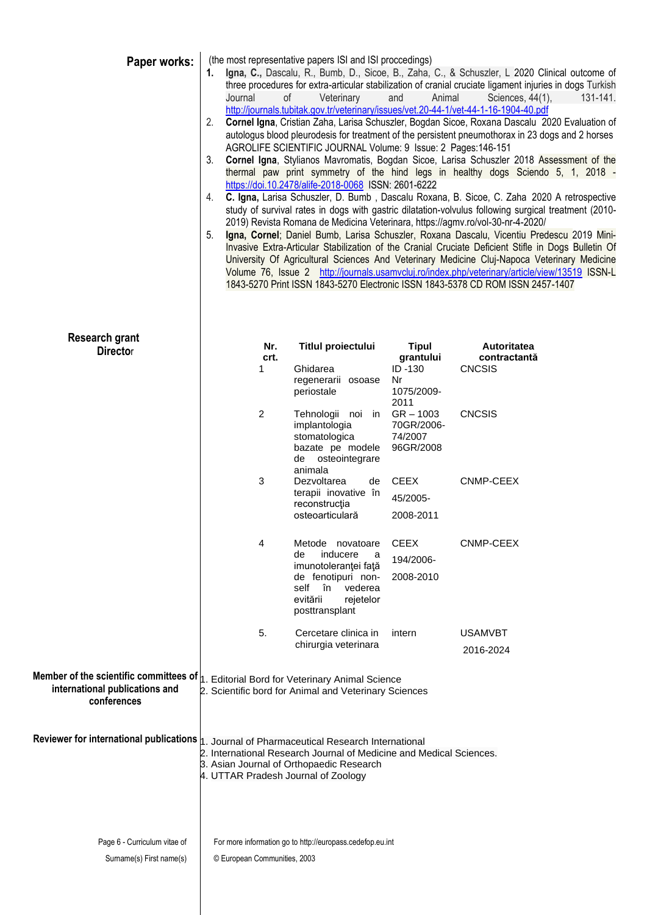**Paper works:**

(the most representative papers ISI and ISI proccedings)

1. **Igna, C.,** Dascalu, R., Bumb, D., Sicoe, B., Zaha, C., & Schuszler, L 2020 Clinical outcome of three procedures for extra-articular stabilization of cranial cruciate ligament injuries in dogs Turkish Journal of Veterinary and Animal Sciences, 44(1), 131-141. http://journals.tubitak.gov.tr/veterinary/issues/vet.20-44-1/vet-44-1-16-1904-40.pdf
2. **Cornel Igna**, Cristian Zaha, Larisa Schuszler, Bogdan Sicoe, Roxana Dascalu 2020 Evaluation of autologus blood pleurodesis for treatment of the persistent pneumothorax in 23 dogs and 2 horses AGROLIFE SCIENTIFIC JOURNAL Volume: 9 Issue: 2 Pages:146-151
3. **Cornel Igna**, Stylianos Mavromatis, Bogdan Sicoe, Larisa Schuszler 2018 Assessment of the thermal paw print symmetry of the hind legs in healthy dogs Sciendo 5, 1, 2018 - https://doi.10.2478/alife-2018-0068 ISSN: 2601-6222
4. **C. Igna,** Larisa Schuszler, D. Bumb , Dascalu Roxana, B. Sicoe, C. Zaha 2020 A retrospective study of survival rates in dogs with gastric dilatation-volvulus following surgical treatment (2010-2019) Revista Romana de Medicina Veterinara, https://agmv.ro/vol-30-nr-4-2020/
5. **Igna, Cornel**; Daniel Bumb, Larisa Schuszler, Roxana Dascalu, Vicentiu Predescu 2019 Mini-Invasive Extra-Articular Stabilization of the Cranial Cruciate Deficient Stifle in Dogs Bulletin Of University Of Agricultural Sciences And Veterinary Medicine Cluj-Napoca Veterinary Medicine Volume 76, Issue 2 http://journals.usamvcluj.ro/index.php/veterinary/article/view/13519 ISSN-L 1843-5270 Print ISSN 1843-5270 Electronic ISSN 1843-5378 CD ROM ISSN 2457-1407

**Research grant Director**

| Nr. crt. | Titlul proiectului | Tipul grantului | Autoritatea contractantă |
|---|---|---|---|
| 1 | Ghidarea regenerarii osoase periostale | ID -130 Nr 1075/2009-2011 | CNCSIS |
| 2 | Tehnologii noi in implantologia stomatologica bazate pe modele de osteointegrare animala | GR – 1003 70GR/2006-74/2007 96GR/2008 | CNCSIS |
| 3 | Dezvoltarea de terapii inovative în reconstrucţia osteoarticulară | CEEX 45/2005- 2008-2011 | CNMP-CEEX |
| 4 | Metode novatoare de inducere a imunotoleranţei faţă de fenotipuri non-self în vederea evitării rejetelor posttransplant | CEEX 194/2006- 2008-2010 | CNMP-CEEX |
| 5. | Cercetare clinica in chirurgia veterinara | intern | USAMVBT 2016-2024 |

**Member of the scientific committees of international publications and conferences**

1. Editorial Bord for Veterinary Animal Science
2. Scientific bord for Animal and Veterinary Sciences

**Reviewer for international publications**

1. Journal of Pharmaceutical Research International
2. International Research Journal of Medicine and Medical Sciences.
3. Asian Journal of Orthopaedic Research
4. UTTAR Pradesh Journal of Zoology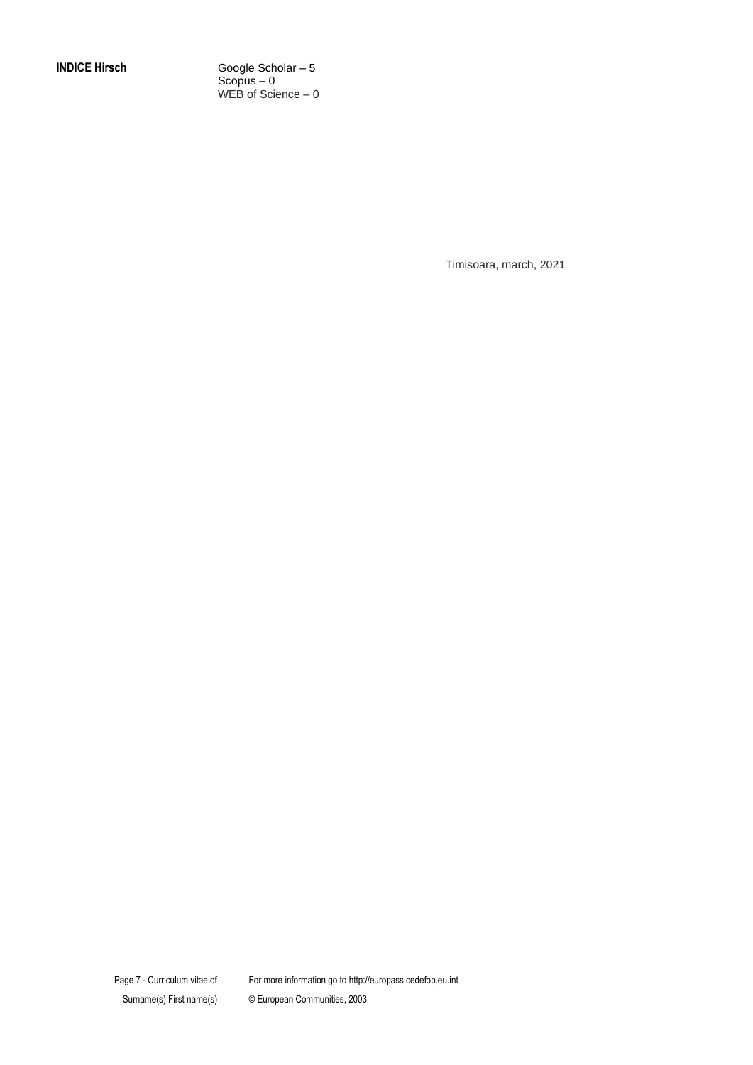| | |
|---|---|
| **INDICE Hirsch** | Google Scholar – 5<br>Scopus – 0<br>WEB of Science – 0 |

Timisoara, march, 2021